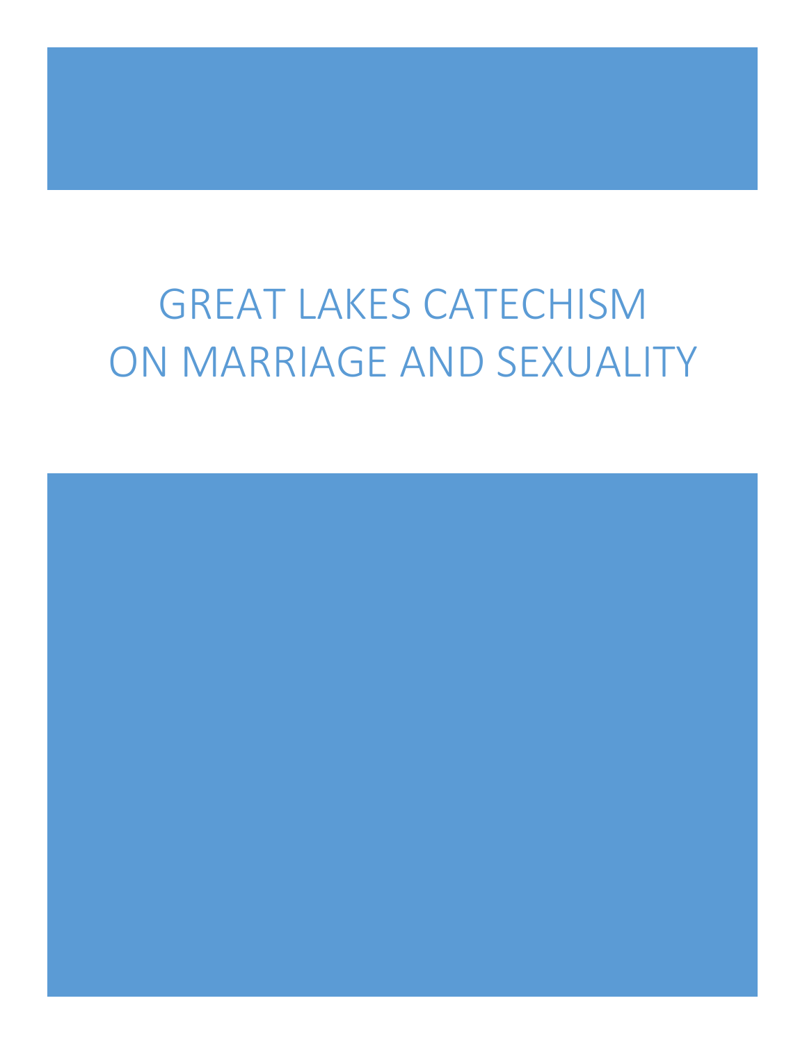# GREAT LAKES CATECHISM ON MARRIAGE AND SEXUALITY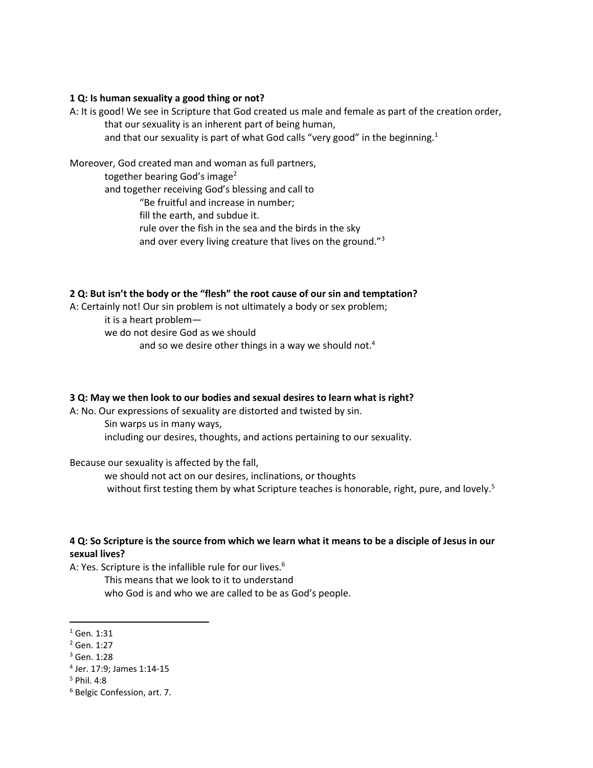**1 Q: Is human sexuality a good thing or not?**

A: It is good! We see in Scripture that God created us male and female as part of the creation order,
that our sexuality is an inherent part of being human,
and that our sexuality is part of what God calls "very good" in the beginning.[1]

Moreover, God created man and woman as full partners,
together bearing God's image[2]
and together receiving God's blessing and call to
"Be fruitful and increase in number;
fill the earth, and subdue it.
rule over the fish in the sea and the birds in the sky
and over every living creature that lives on the ground."[3]

**2 Q: But isn't the body or the "flesh" the root cause of our sin and temptation?**

A: Certainly not! Our sin problem is not ultimately a body or sex problem;
it is a heart problem—
we do not desire God as we should
and so we desire other things in a way we should not.[4]

**3 Q: May we then look to our bodies and sexual desires to learn what is right?**

A: No. Our expressions of sexuality are distorted and twisted by sin.
Sin warps us in many ways,
including our desires, thoughts, and actions pertaining to our sexuality.

Because our sexuality is affected by the fall,
we should not act on our desires, inclinations, or thoughts
without first testing them by what Scripture teaches is honorable, right, pure, and lovely.[5]

**4 Q: So Scripture is the source from which we learn what it means to be a disciple of Jesus in our sexual lives?**

A: Yes. Scripture is the infallible rule for our lives.[6]
This means that we look to it to understand
who God is and who we are called to be as God's people.

---

[1] Gen. 1:31

[2] Gen. 1:27

[3] Gen. 1:28

[4] Jer. 17:9; James 1:14-15

[5] Phil. 4:8

[6] Belgic Confession, art. 7.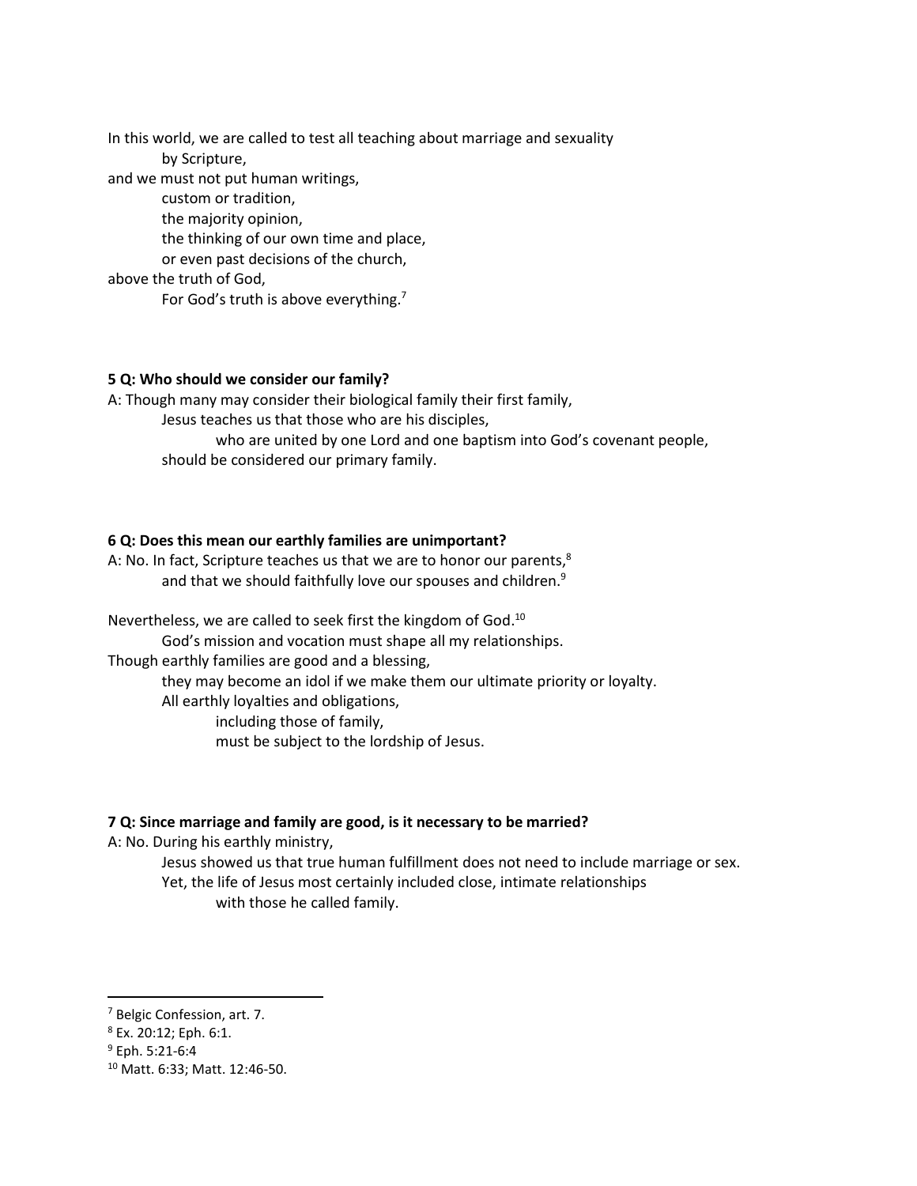In this world, we are called to test all teaching about marriage and sexuality
by Scripture,
and we must not put human writings,
custom or tradition,
the majority opinion,
the thinking of our own time and place,
or even past decisions of the church,
above the truth of God,
For God's truth is above everything.[7]

**5 Q: Who should we consider our family?**

A: Though many may consider their biological family their first family,
Jesus teaches us that those who are his disciples,
who are united by one Lord and one baptism into God's covenant people,
should be considered our primary family.

**6 Q: Does this mean our earthly families are unimportant?**

A: No. In fact, Scripture teaches us that we are to honor our parents,[8]
and that we should faithfully love our spouses and children.[9]

Nevertheless, we are called to seek first the kingdom of God.[10]
God's mission and vocation must shape all my relationships.
Though earthly families are good and a blessing,
they may become an idol if we make them our ultimate priority or loyalty.
All earthly loyalties and obligations,
including those of family,
must be subject to the lordship of Jesus.

**7 Q: Since marriage and family are good, is it necessary to be married?**

A: No. During his earthly ministry,
Jesus showed us that true human fulfillment does not need to include marriage or sex.
Yet, the life of Jesus most certainly included close, intimate relationships
with those he called family.

---

[7] Belgic Confession, art. 7.

[8] Ex. 20:12; Eph. 6:1.

[9] Eph. 5:21-6:4

[10] Matt. 6:33; Matt. 12:46-50.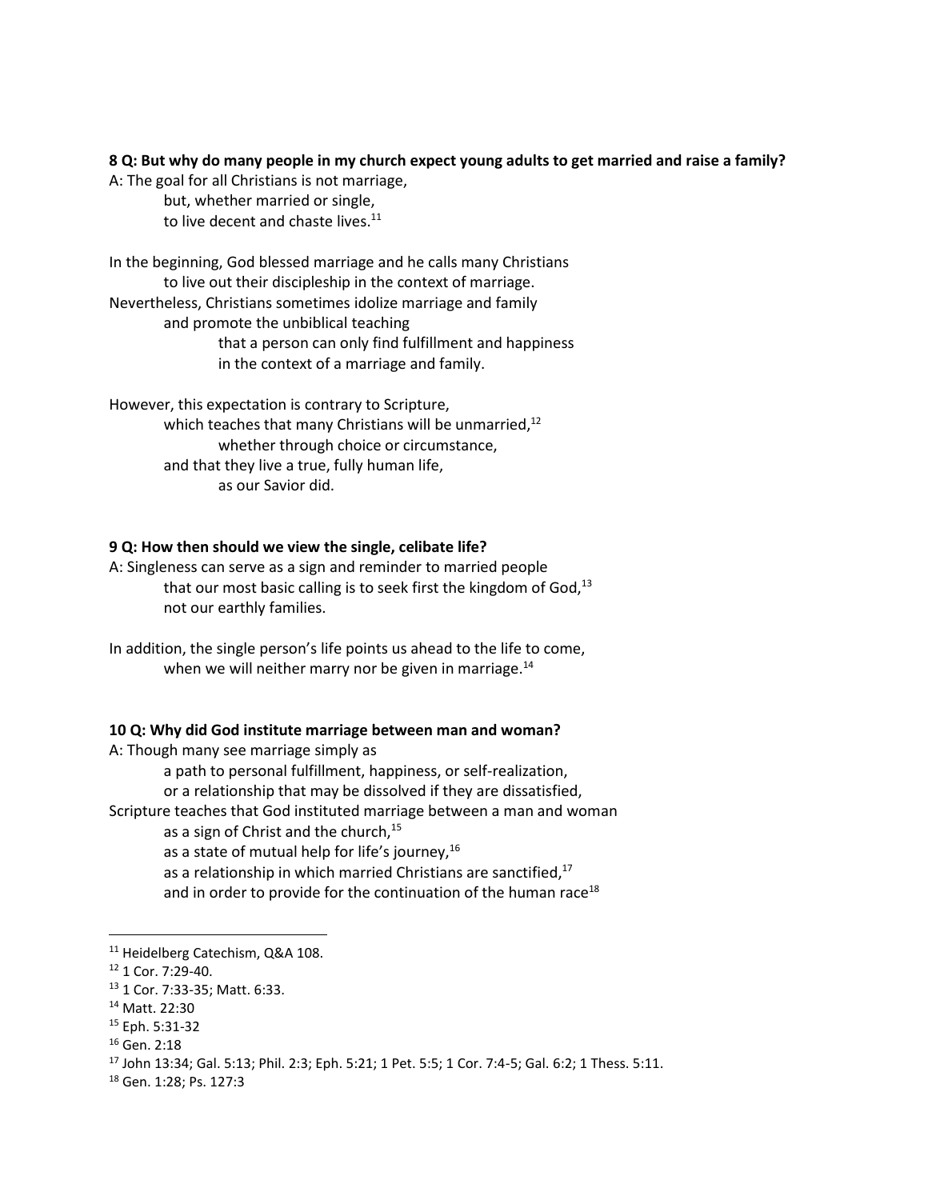**8 Q: But why do many people in my church expect young adults to get married and raise a family?**

A: The goal for all Christians is not marriage,
but, whether married or single,
to live decent and chaste lives.[11]

In the beginning, God blessed marriage and he calls many Christians
to live out their discipleship in the context of marriage.
Nevertheless, Christians sometimes idolize marriage and family
and promote the unbiblical teaching
that a person can only find fulfillment and happiness
in the context of a marriage and family.

However, this expectation is contrary to Scripture,
which teaches that many Christians will be unmarried,[12]
whether through choice or circumstance,
and that they live a true, fully human life,
as our Savior did.

**9 Q: How then should we view the single, celibate life?**

A: Singleness can serve as a sign and reminder to married people
that our most basic calling is to seek first the kingdom of God,[13]
not our earthly families.

In addition, the single person's life points us ahead to the life to come,
when we will neither marry nor be given in marriage.[14]

**10 Q: Why did God institute marriage between man and woman?**

A: Though many see marriage simply as
a path to personal fulfillment, happiness, or self-realization,
or a relationship that may be dissolved if they are dissatisfied,
Scripture teaches that God instituted marriage between a man and woman
as a sign of Christ and the church,[15]
as a state of mutual help for life's journey,[16]
as a relationship in which married Christians are sanctified,[17]
and in order to provide for the continuation of the human race[18]

---

[11] Heidelberg Catechism, Q&A 108.

[12] 1 Cor. 7:29-40.

[13] 1 Cor. 7:33-35; Matt. 6:33.

[14] Matt. 22:30

[15] Eph. 5:31-32

[16] Gen. 2:18

[17] John 13:34; Gal. 5:13; Phil. 2:3; Eph. 5:21; 1 Pet. 5:5; 1 Cor. 7:4-5; Gal. 6:2; 1 Thess. 5:11.

[18] Gen. 1:28; Ps. 127:3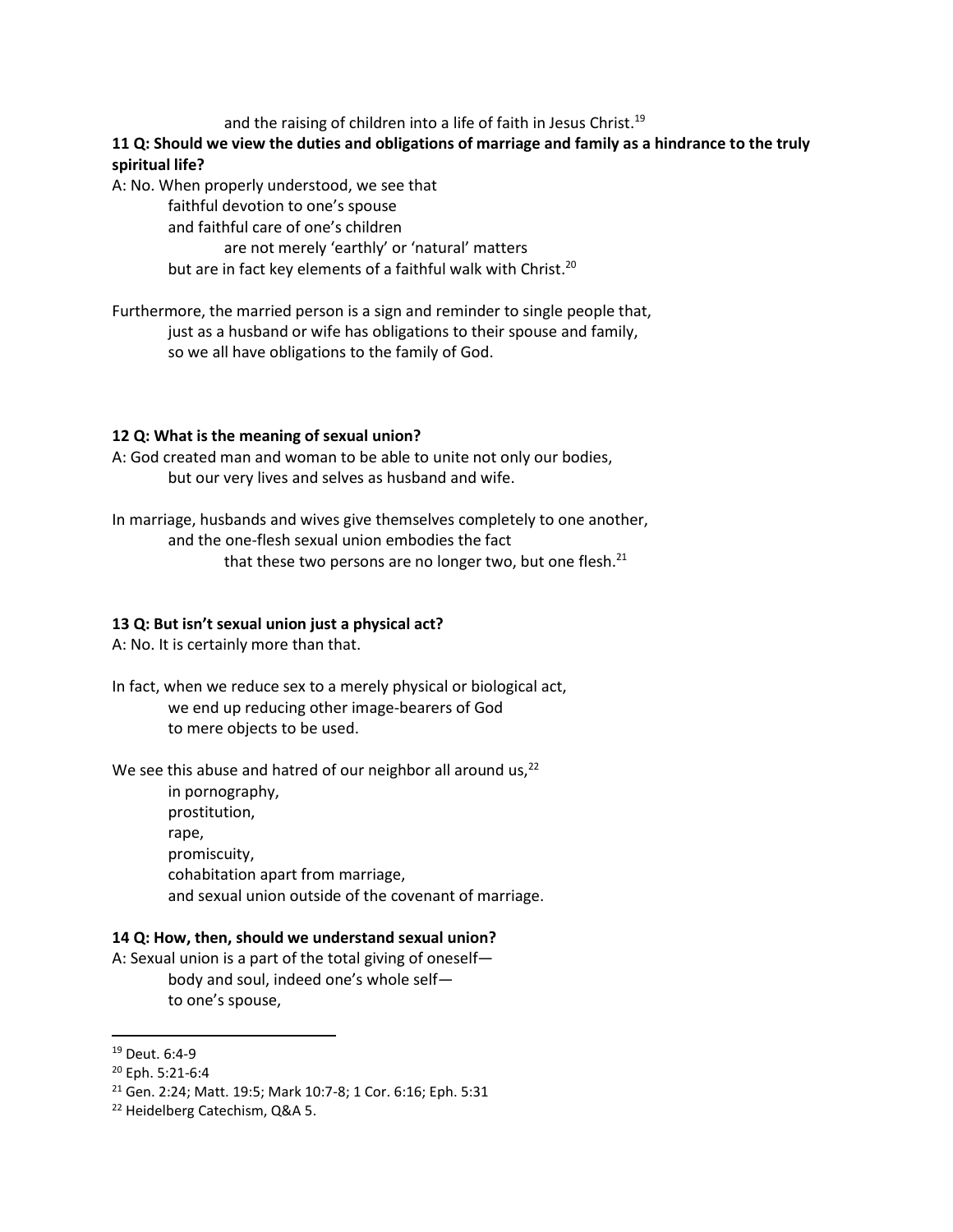and the raising of children into a life of faith in Jesus Christ.[19]

**11 Q: Should we view the duties and obligations of marriage and family as a hindrance to the truly spiritual life?**

A: No. When properly understood, we see that
faithful devotion to one's spouse
and faithful care of one's children
are not merely 'earthly' or 'natural' matters
but are in fact key elements of a faithful walk with Christ.[20]

Furthermore, the married person is a sign and reminder to single people that,
just as a husband or wife has obligations to their spouse and family,
so we all have obligations to the family of God.

**12 Q: What is the meaning of sexual union?**

A: God created man and woman to be able to unite not only our bodies,
but our very lives and selves as husband and wife.

In marriage, husbands and wives give themselves completely to one another,
and the one-flesh sexual union embodies the fact
that these two persons are no longer two, but one flesh.[21]

**13 Q: But isn't sexual union just a physical act?**

A: No. It is certainly more than that.

In fact, when we reduce sex to a merely physical or biological act,
we end up reducing other image-bearers of God
to mere objects to be used.

We see this abuse and hatred of our neighbor all around us,[22]
in pornography,
prostitution,
rape,
promiscuity,
cohabitation apart from marriage,
and sexual union outside of the covenant of marriage.

**14 Q: How, then, should we understand sexual union?**

A: Sexual union is a part of the total giving of oneself—
body and soul, indeed one's whole self—
to one's spouse,

---

[19] Deut. 6:4-9

[20] Eph. 5:21-6:4

[21] Gen. 2:24; Matt. 19:5; Mark 10:7-8; 1 Cor. 6:16; Eph. 5:31

[22] Heidelberg Catechism, Q&A 5.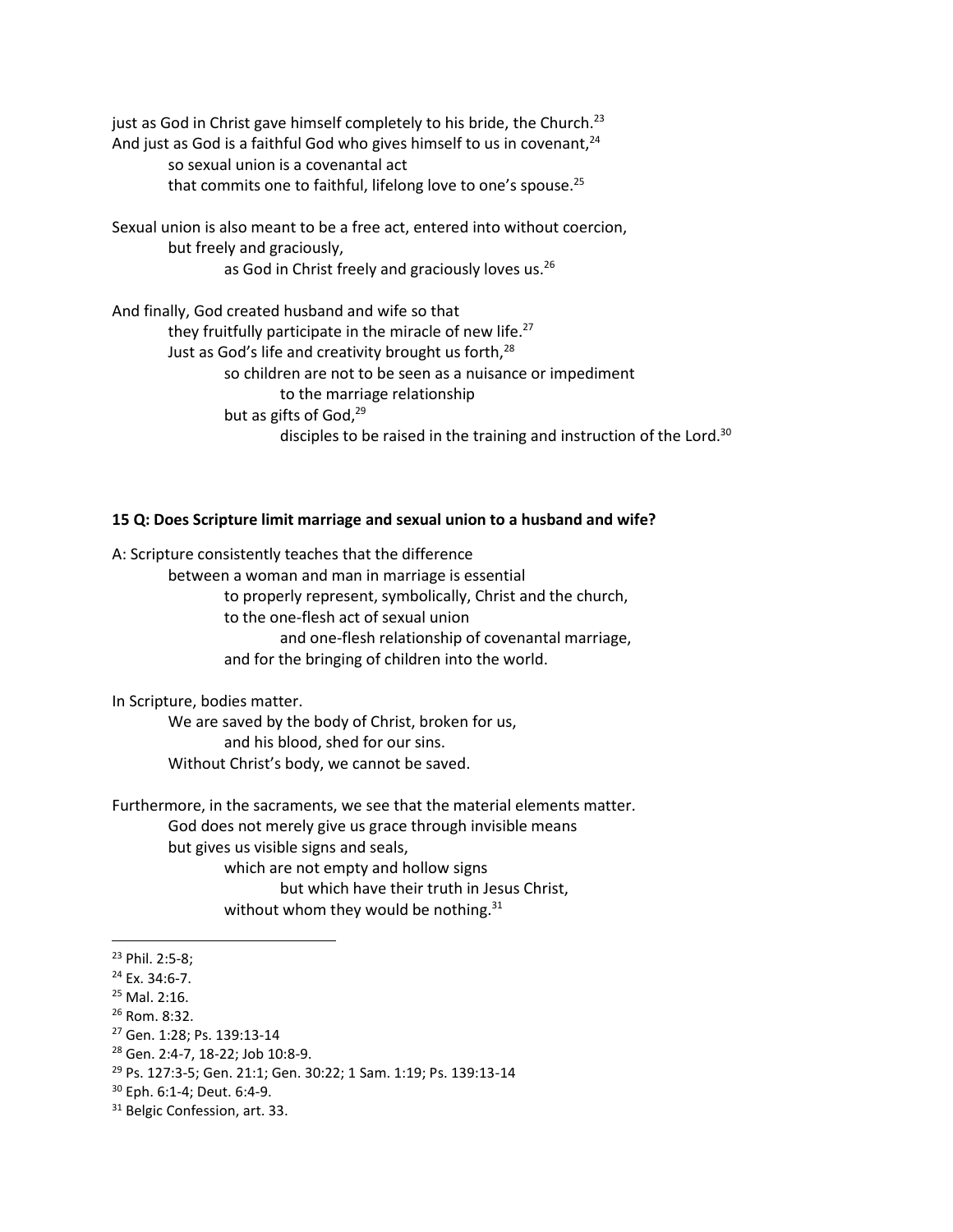just as God in Christ gave himself completely to his bride, the Church.[23]
And just as God is a faithful God who gives himself to us in covenant,[24]
so sexual union is a covenantal act
that commits one to faithful, lifelong love to one's spouse.[25]

Sexual union is also meant to be a free act, entered into without coercion,
but freely and graciously,
as God in Christ freely and graciously loves us.[26]

And finally, God created husband and wife so that
they fruitfully participate in the miracle of new life.[27]
Just as God's life and creativity brought us forth,[28]
so children are not to be seen as a nuisance or impediment
to the marriage relationship
but as gifts of God,[29]
disciples to be raised in the training and instruction of the Lord.[30]

**15 Q: Does Scripture limit marriage and sexual union to a husband and wife?**

A: Scripture consistently teaches that the difference
between a woman and man in marriage is essential
to properly represent, symbolically, Christ and the church,
to the one-flesh act of sexual union
and one-flesh relationship of covenantal marriage,
and for the bringing of children into the world.

In Scripture, bodies matter.
We are saved by the body of Christ, broken for us,
and his blood, shed for our sins.
Without Christ's body, we cannot be saved.

Furthermore, in the sacraments, we see that the material elements matter.
God does not merely give us grace through invisible means
but gives us visible signs and seals,
which are not empty and hollow signs
but which have their truth in Jesus Christ,
without whom they would be nothing.[31]

---

[23] Phil. 2:5-8;
[24] Ex. 34:6-7.
[25] Mal. 2:16.
[26] Rom. 8:32.
[27] Gen. 1:28; Ps. 139:13-14
[28] Gen. 2:4-7, 18-22; Job 10:8-9.
[29] Ps. 127:3-5; Gen. 21:1; Gen. 30:22; 1 Sam. 1:19; Ps. 139:13-14
[30] Eph. 6:1-4; Deut. 6:4-9.
[31] Belgic Confession, art. 33.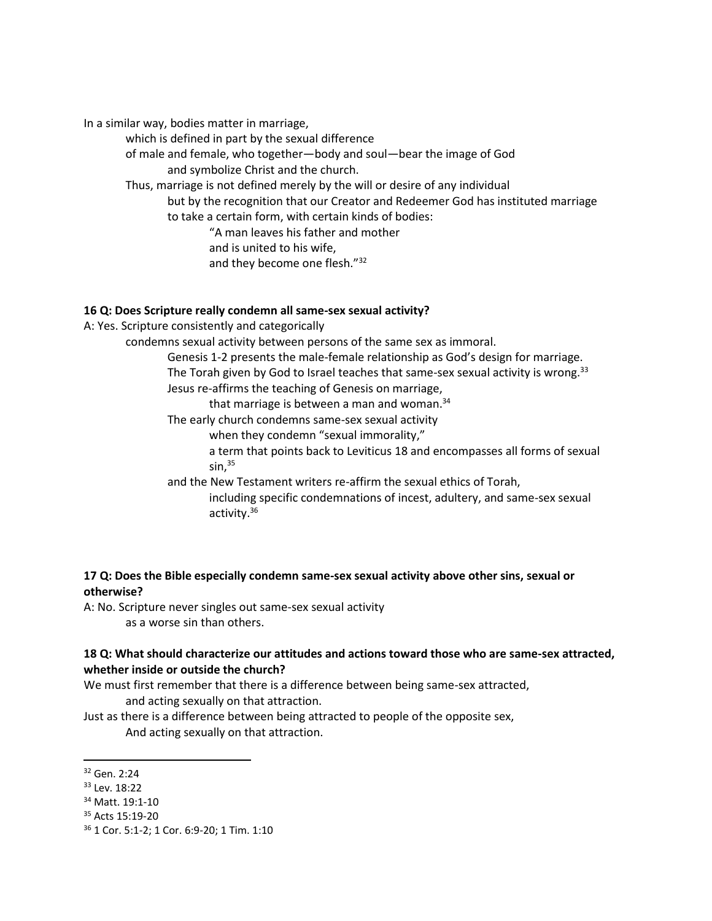In a similar way, bodies matter in marriage,
which is defined in part by the sexual difference
of male and female, who together—body and soul—bear the image of God
and symbolize Christ and the church.
Thus, marriage is not defined merely by the will or desire of any individual
but by the recognition that our Creator and Redeemer God has instituted marriage
to take a certain form, with certain kinds of bodies:
"A man leaves his father and mother
and is united to his wife,
and they become one flesh."[32]

**16 Q: Does Scripture really condemn all same-sex sexual activity?**

A: Yes. Scripture consistently and categorically
condemns sexual activity between persons of the same sex as immoral.
Genesis 1-2 presents the male-female relationship as God's design for marriage.
The Torah given by God to Israel teaches that same-sex sexual activity is wrong.[33]
Jesus re-affirms the teaching of Genesis on marriage,
that marriage is between a man and woman.[34]
The early church condemns same-sex sexual activity
when they condemn "sexual immorality,"
a term that points back to Leviticus 18 and encompasses all forms of sexual sin,[35]
and the New Testament writers re-affirm the sexual ethics of Torah,
including specific condemnations of incest, adultery, and same-sex sexual activity.[36]

**17 Q: Does the Bible especially condemn same-sex sexual activity above other sins, sexual or otherwise?**

A: No. Scripture never singles out same-sex sexual activity
as a worse sin than others.

**18 Q: What should characterize our attitudes and actions toward those who are same-sex attracted, whether inside or outside the church?**

We must first remember that there is a difference between being same-sex attracted,
and acting sexually on that attraction.
Just as there is a difference between being attracted to people of the opposite sex,
And acting sexually on that attraction.

---

[32] Gen. 2:24
[33] Lev. 18:22
[34] Matt. 19:1-10
[35] Acts 15:19-20
[36] 1 Cor. 5:1-2; 1 Cor. 6:9-20; 1 Tim. 1:10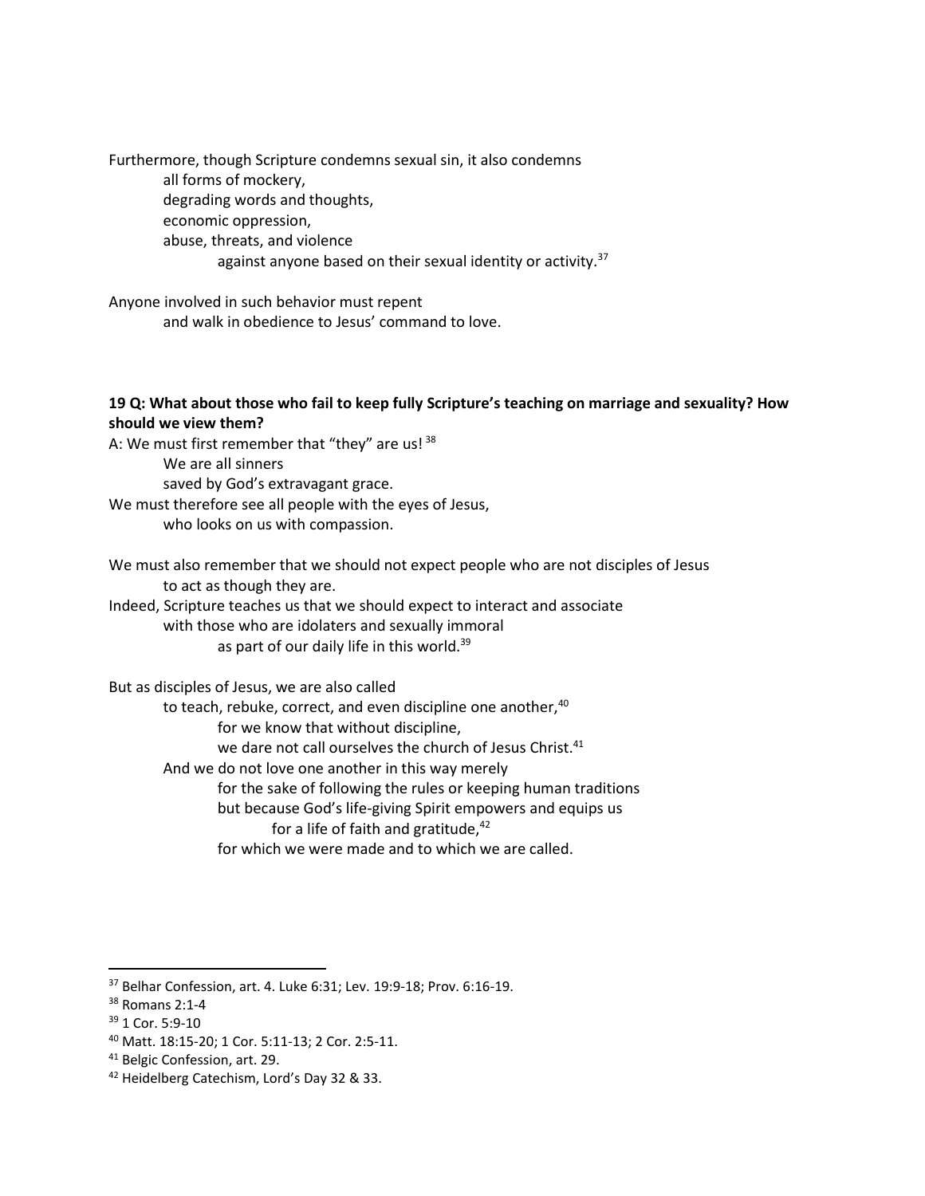Furthermore, though Scripture condemns sexual sin, it also condemns
all forms of mockery,
degrading words and thoughts,
economic oppression,
abuse, threats, and violence
against anyone based on their sexual identity or activity.[37]

Anyone involved in such behavior must repent
and walk in obedience to Jesus' command to love.

**19 Q: What about those who fail to keep fully Scripture's teaching on marriage and sexuality? How should we view them?**

A: We must first remember that "they" are us![38]
We are all sinners
saved by God's extravagant grace.
We must therefore see all people with the eyes of Jesus,
who looks on us with compassion.

We must also remember that we should not expect people who are not disciples of Jesus
to act as though they are.
Indeed, Scripture teaches us that we should expect to interact and associate
with those who are idolaters and sexually immoral
as part of our daily life in this world.[39]

But as disciples of Jesus, we are also called
to teach, rebuke, correct, and even discipline one another,[40]
for we know that without discipline,
we dare not call ourselves the church of Jesus Christ.[41]
And we do not love one another in this way merely
for the sake of following the rules or keeping human traditions
but because God's life-giving Spirit empowers and equips us
for a life of faith and gratitude,[42]
for which we were made and to which we are called.

---

[37] Belhar Confession, art. 4. Luke 6:31; Lev. 19:9-18; Prov. 6:16-19.
[38] Romans 2:1-4
[39] 1 Cor. 5:9-10
[40] Matt. 18:15-20; 1 Cor. 5:11-13; 2 Cor. 2:5-11.
[41] Belgic Confession, art. 29.
[42] Heidelberg Catechism, Lord's Day 32 & 33.